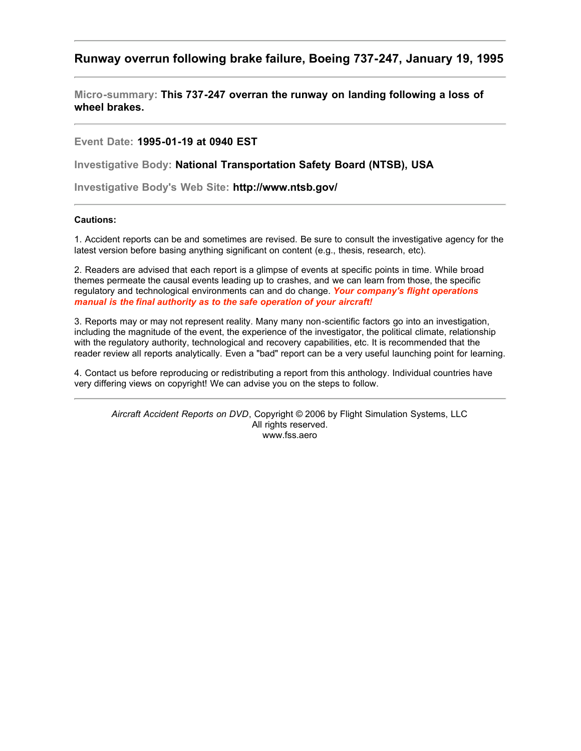# Runway overrun following brake failure, Boeing 737-247, January 19, 1995

---

**Micro-summary:** **This 737-247 overran the runway on landing following a loss of wheel brakes.**

---

**Event Date:** **1995-01-19 at 0940 EST**

**Investigative Body:** **National Transportation Safety Board (NTSB), USA**

**Investigative Body's Web Site:** **http://www.ntsb.gov/**

---

**Cautions:**

1. Accident reports can be and sometimes are revised. Be sure to consult the investigative agency for the latest version before basing anything significant on content (e.g., thesis, research, etc).

2. Readers are advised that each report is a glimpse of events at specific points in time. While broad themes permeate the causal events leading up to crashes, and we can learn from those, the specific regulatory and technological environments can and do change. ***Your company's flight operations manual is the final authority as to the safe operation of your aircraft!***

3. Reports may or may not represent reality. Many many non-scientific factors go into an investigation, including the magnitude of the event, the experience of the investigator, the political climate, relationship with the regulatory authority, technological and recovery capabilities, etc. It is recommended that the reader review all reports analytically. Even a "bad" report can be a very useful launching point for learning.

4. Contact us before reproducing or redistributing a report from this anthology. Individual countries have very differing views on copyright! We can advise you on the steps to follow.

---

*Aircraft Accident Reports on DVD*, Copyright © 2006 by Flight Simulation Systems, LLC
All rights reserved.
www.fss.aero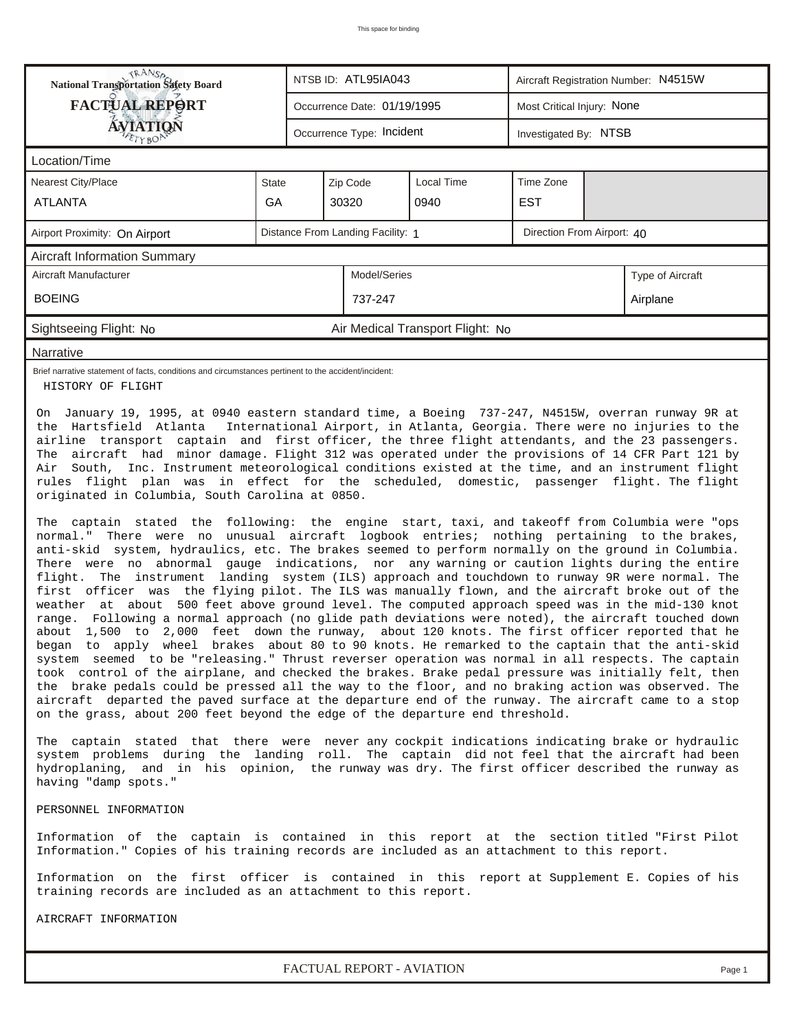This space for binding

| National Transportation Safety Board FACTUAL REPORT AVIATION | NTSB ID: ATL95IA043 | Aircraft Registration Number: N4515W |
|---|---|---|
| | Occurrence Date: 01/19/1995 | Most Critical Injury: None |
| | Occurrence Type: Incident | Investigated By: NTSB |

**Location/Time**

| Nearest City/Place | State | Zip Code | Local Time | Time Zone |
|---|---|---|---|---|
| ATLANTA | GA | 30320 | 0940 | EST |

| Airport Proximity: On Airport | Distance From Landing Facility: 1 | Direction From Airport: 40 |
|---|---|---|

**Aircraft Information Summary**

| Aircraft Manufacturer | Model/Series | Type of Aircraft |
|---|---|---|
| BOEING | 737-247 | Airplane |

| Sightseeing Flight: No | Air Medical Transport Flight: No |
|---|---|

**Narrative**

Brief narrative statement of facts, conditions and circumstances pertinent to the accident/incident:

HISTORY OF FLIGHT

On January 19, 1995, at 0940 eastern standard time, a Boeing 737-247, N4515W, overran runway 9R at the Hartsfield Atlanta International Airport, in Atlanta, Georgia. There were no injuries to the airline transport captain and first officer, the three flight attendants, and the 23 passengers. The aircraft had minor damage. Flight 312 was operated under the provisions of 14 CFR Part 121 by Air South, Inc. Instrument meteorological conditions existed at the time, and an instrument flight rules flight plan was in effect for the scheduled, domestic, passenger flight. The flight originated in Columbia, South Carolina at 0850.

The captain stated the following: the engine start, taxi, and takeoff from Columbia were "ops normal." There were no unusual aircraft logbook entries; nothing pertaining to the brakes, anti-skid system, hydraulics, etc. The brakes seemed to perform normally on the ground in Columbia. There were no abnormal gauge indications, nor any warning or caution lights during the entire flight. The instrument landing system (ILS) approach and touchdown to runway 9R were normal. The first officer was the flying pilot. The ILS was manually flown, and the aircraft broke out of the weather at about 500 feet above ground level. The computed approach speed was in the mid-130 knot range. Following a normal approach (no glide path deviations were noted), the aircraft touched down about 1,500 to 2,000 feet down the runway, about 120 knots. The first officer reported that he began to apply wheel brakes about 80 to 90 knots. He remarked to the captain that the anti-skid system seemed to be "releasing." Thrust reverser operation was normal in all respects. The captain took control of the airplane, and checked the brakes. Brake pedal pressure was initially felt, then the brake pedals could be pressed all the way to the floor, and no braking action was observed. The aircraft departed the paved surface at the departure end of the runway. The aircraft came to a stop on the grass, about 200 feet beyond the edge of the departure end threshold.

The captain stated that there were never any cockpit indications indicating brake or hydraulic system problems during the landing roll. The captain did not feel that the aircraft had been hydroplaning, and in his opinion, the runway was dry. The first officer described the runway as having "damp spots."

PERSONNEL INFORMATION

Information of the captain is contained in this report at the section titled "First Pilot Information." Copies of his training records are included as an attachment to this report.

Information on the first officer is contained in this report at Supplement E. Copies of his training records are included as an attachment to this report.

AIRCRAFT INFORMATION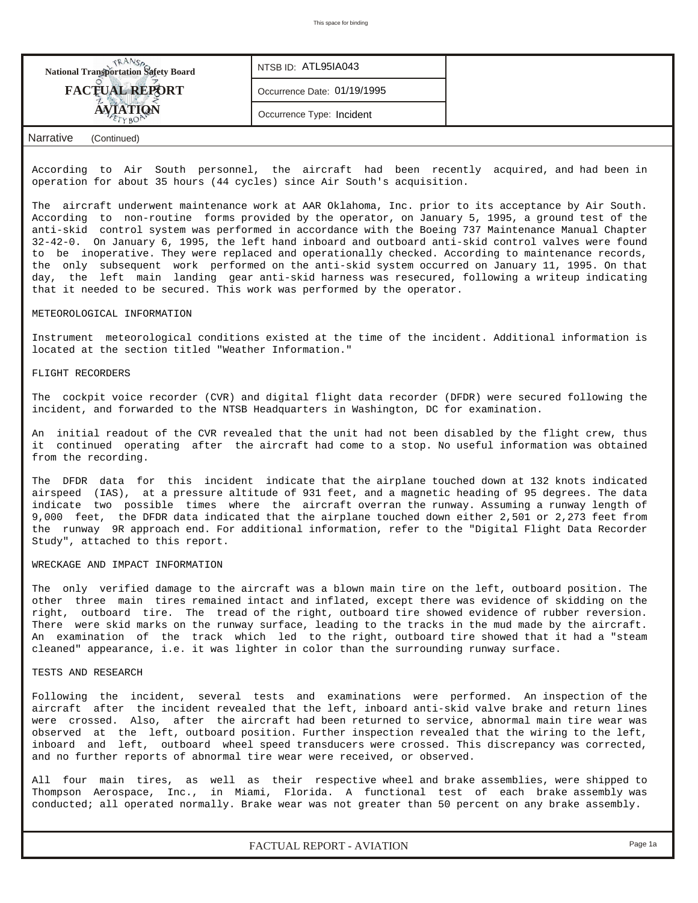| National Transportation Safety Board FACTUAL REPORT AVIATION | NTSB ID: ATL95IA043 |
|---|---|
| | Occurrence Date: 01/19/1995 |
| | Occurrence Type: Incident |

Narrative (Continued)

According to Air South personnel, the aircraft had been recently acquired, and had been in operation for about 35 hours (44 cycles) since Air South's acquisition.

The aircraft underwent maintenance work at AAR Oklahoma, Inc. prior to its acceptance by Air South. According to non-routine forms provided by the operator, on January 5, 1995, a ground test of the anti-skid control system was performed in accordance with the Boeing 737 Maintenance Manual Chapter 32-42-0. On January 6, 1995, the left hand inboard and outboard anti-skid control valves were found to be inoperative. They were replaced and operationally checked. According to maintenance records, the only subsequent work performed on the anti-skid system occurred on January 11, 1995. On that day, the left main landing gear anti-skid harness was resecured, following a writeup indicating that it needed to be secured. This work was performed by the operator.

METEOROLOGICAL INFORMATION

Instrument meteorological conditions existed at the time of the incident. Additional information is located at the section titled "Weather Information."

FLIGHT RECORDERS

The cockpit voice recorder (CVR) and digital flight data recorder (DFDR) were secured following the incident, and forwarded to the NTSB Headquarters in Washington, DC for examination.

An initial readout of the CVR revealed that the unit had not been disabled by the flight crew, thus it continued operating after the aircraft had come to a stop. No useful information was obtained from the recording.

The DFDR data for this incident indicate that the airplane touched down at 132 knots indicated airspeed (IAS), at a pressure altitude of 931 feet, and a magnetic heading of 95 degrees. The data indicate two possible times where the aircraft overran the runway. Assuming a runway length of 9,000 feet, the DFDR data indicated that the airplane touched down either 2,501 or 2,273 feet from the runway 9R approach end. For additional information, refer to the "Digital Flight Data Recorder Study", attached to this report.

WRECKAGE AND IMPACT INFORMATION

The only verified damage to the aircraft was a blown main tire on the left, outboard position. The other three main tires remained intact and inflated, except there was evidence of skidding on the right, outboard tire. The tread of the right, outboard tire showed evidence of rubber reversion. There were skid marks on the runway surface, leading to the tracks in the mud made by the aircraft. An examination of the track which led to the right, outboard tire showed that it had a "steam cleaned" appearance, i.e. it was lighter in color than the surrounding runway surface.

TESTS AND RESEARCH

Following the incident, several tests and examinations were performed. An inspection of the aircraft after the incident revealed that the left, inboard anti-skid valve brake and return lines were crossed. Also, after the aircraft had been returned to service, abnormal main tire wear was observed at the left, outboard position. Further inspection revealed that the wiring to the left, inboard and left, outboard wheel speed transducers were crossed. This discrepancy was corrected, and no further reports of abnormal tire wear were received, or observed.

All four main tires, as well as their respective wheel and brake assemblies, were shipped to Thompson Aerospace, Inc., in Miami, Florida. A functional test of each brake assembly was conducted; all operated normally. Brake wear was not greater than 50 percent on any brake assembly.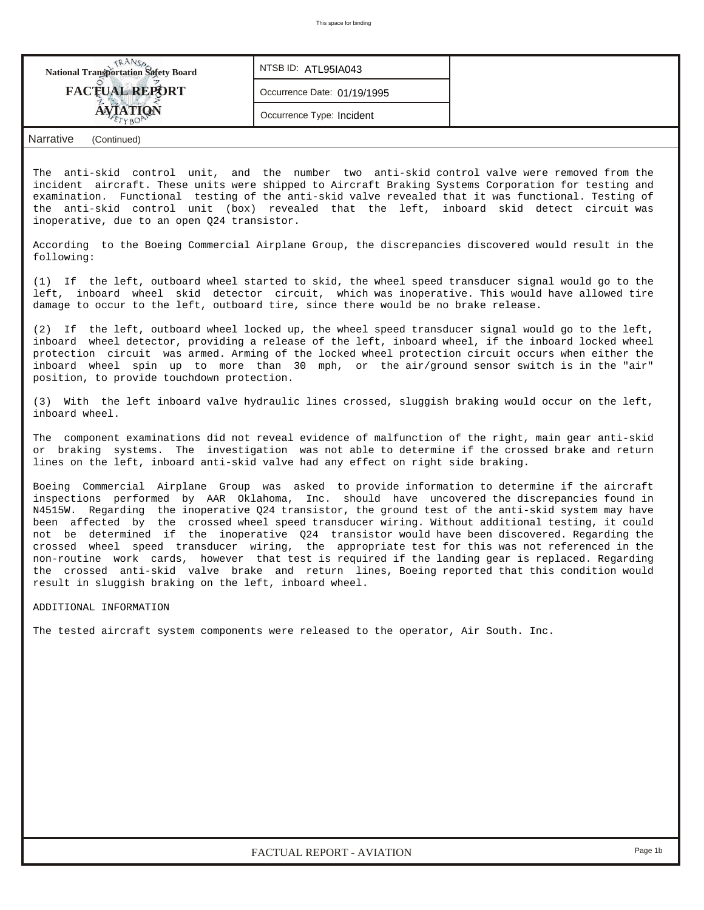| National Transportation Safety Board FACTUAL REPORT AVIATION | NTSB ID: ATL95IA043 |
|---|---|
| | Occurrence Date: 01/19/1995 |
| | Occurrence Type: Incident |

**Narrative** (Continued)

The anti-skid control unit, and the number two anti-skid control valve were removed from the incident aircraft. These units were shipped to Aircraft Braking Systems Corporation for testing and examination. Functional testing of the anti-skid valve revealed that it was functional. Testing of the anti-skid control unit (box) revealed that the left, inboard skid detect circuit was inoperative, due to an open Q24 transistor.

According to the Boeing Commercial Airplane Group, the discrepancies discovered would result in the following:

(1) If the left, outboard wheel started to skid, the wheel speed transducer signal would go to the left, inboard wheel skid detector circuit, which was inoperative. This would have allowed tire damage to occur to the left, outboard tire, since there would be no brake release.

(2) If the left, outboard wheel locked up, the wheel speed transducer signal would go to the left, inboard wheel detector, providing a release of the left, inboard wheel, if the inboard locked wheel protection circuit was armed. Arming of the locked wheel protection circuit occurs when either the inboard wheel spin up to more than 30 mph, or the air/ground sensor switch is in the "air" position, to provide touchdown protection.

(3) With the left inboard valve hydraulic lines crossed, sluggish braking would occur on the left, inboard wheel.

The component examinations did not reveal evidence of malfunction of the right, main gear anti-skid or braking systems. The investigation was not able to determine if the crossed brake and return lines on the left, inboard anti-skid valve had any effect on right side braking.

Boeing Commercial Airplane Group was asked to provide information to determine if the aircraft inspections performed by AAR Oklahoma, Inc. should have uncovered the discrepancies found in N4515W. Regarding the inoperative Q24 transistor, the ground test of the anti-skid system may have been affected by the crossed wheel speed transducer wiring. Without additional testing, it could not be determined if the inoperative Q24 transistor would have been discovered. Regarding the crossed wheel speed transducer wiring, the appropriate test for this was not referenced in the non-routine work cards, however that test is required if the landing gear is replaced. Regarding the crossed anti-skid valve brake and return lines, Boeing reported that this condition would result in sluggish braking on the left, inboard wheel.

ADDITIONAL INFORMATION

The tested aircraft system components were released to the operator, Air South. Inc.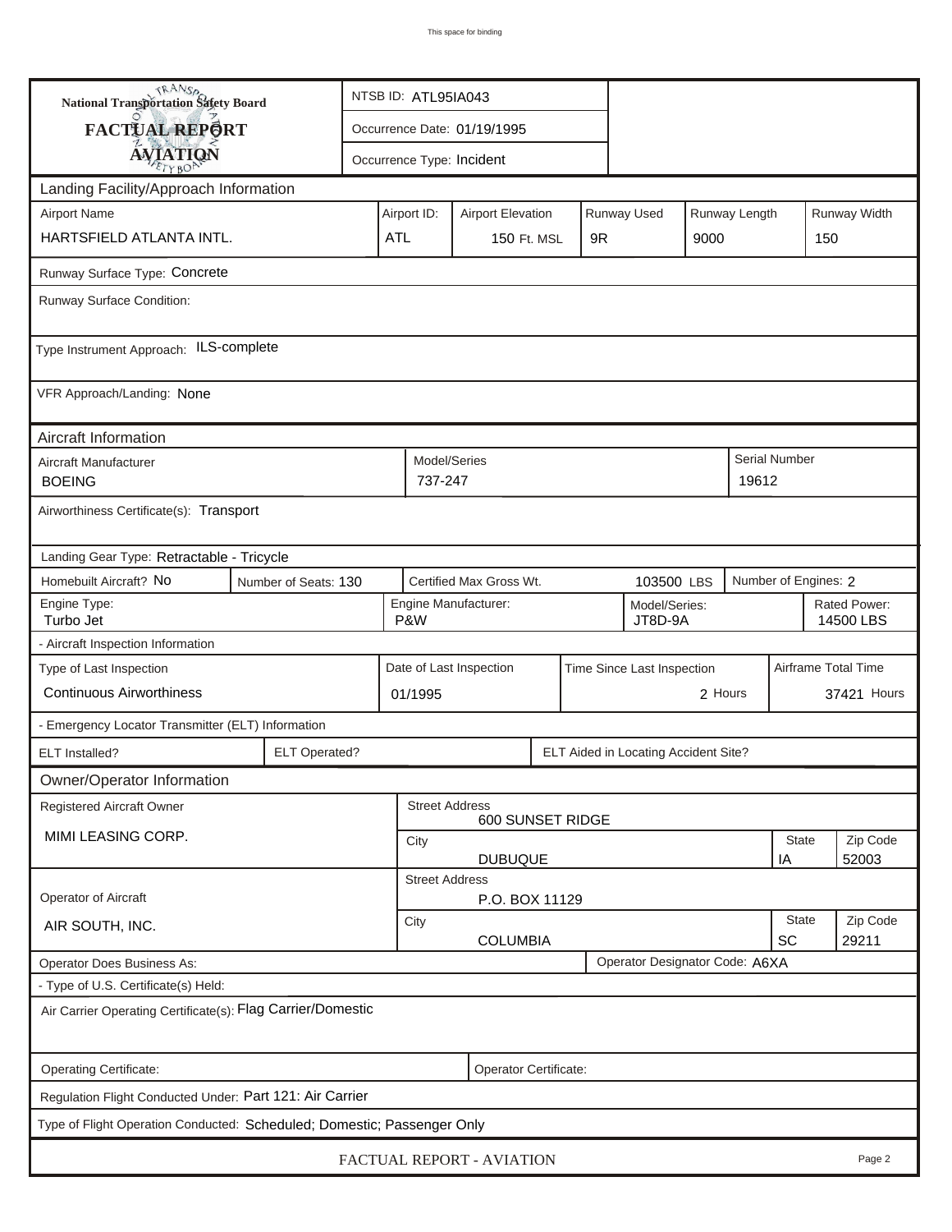This space for binding

**National Transportation Safety Board**

**FACTUAL REPORT**

**AVIATION**

| | |
|---|---|
| NTSB ID: ATL95IA043 | |
| Occurrence Date: 01/19/1995 | |
| Occurrence Type: Incident | |

## Landing Facility/Approach Information

| Airport Name | Airport ID: | Airport Elevation | Runway Used | Runway Length | Runway Width |
|---|---|---|---|---|---|
| HARTSFIELD ATLANTA INTL. | ATL | 150 Ft. MSL | 9R | 9000 | 150 |

Runway Surface Type: Concrete

Runway Surface Condition:

Type Instrument Approach: ILS-complete

VFR Approach/Landing: None

## Aircraft Information

| Aircraft Manufacturer | Model/Series | Serial Number |
|---|---|---|
| BOEING | 737-247 | 19612 |

Airworthiness Certificate(s): Transport

Landing Gear Type: Retractable - Tricycle

| Homebuilt Aircraft? | Number of Seats: | Certified Max Gross Wt. | Number of Engines: |
|---|---|---|---|
| No | 130 | 103500 LBS | 2 |

| Engine Type: | Engine Manufacturer: | Model/Series: | Rated Power: |
|---|---|---|---|
| Turbo Jet | P&W | JT8D-9A | 14500 LBS |

- Aircraft Inspection Information

| Type of Last Inspection | Date of Last Inspection | Time Since Last Inspection | Airframe Total Time |
|---|---|---|---|
| Continuous Airworthiness | 01/1995 | 2 Hours | 37421 Hours |

- Emergency Locator Transmitter (ELT) Information

| ELT Installed? | ELT Operated? | ELT Aided in Locating Accident Site? |
|---|---|---|
| | | |

## Owner/Operator Information

| Registered Aircraft Owner | Street Address | | |
|---|---|---|---|
| MIMI LEASING CORP. | 600 SUNSET RIDGE | | |
| | City | State | Zip Code |
| | DUBUQUE | IA | 52003 |

| Operator of Aircraft | Street Address | | |
|---|---|---|---|
| AIR SOUTH, INC. | P.O. BOX 11129 | | |
| | City | State | Zip Code |
| | COLUMBIA | SC | 29211 |

Operator Does Business As:

Operator Designator Code: A6XA

- Type of U.S. Certificate(s) Held:

Air Carrier Operating Certificate(s): Flag Carrier/Domestic

Operating Certificate:

Operator Certificate:

Regulation Flight Conducted Under: Part 121: Air Carrier

Type of Flight Operation Conducted: Scheduled; Domestic; Passenger Only

FACTUAL REPORT - AVIATION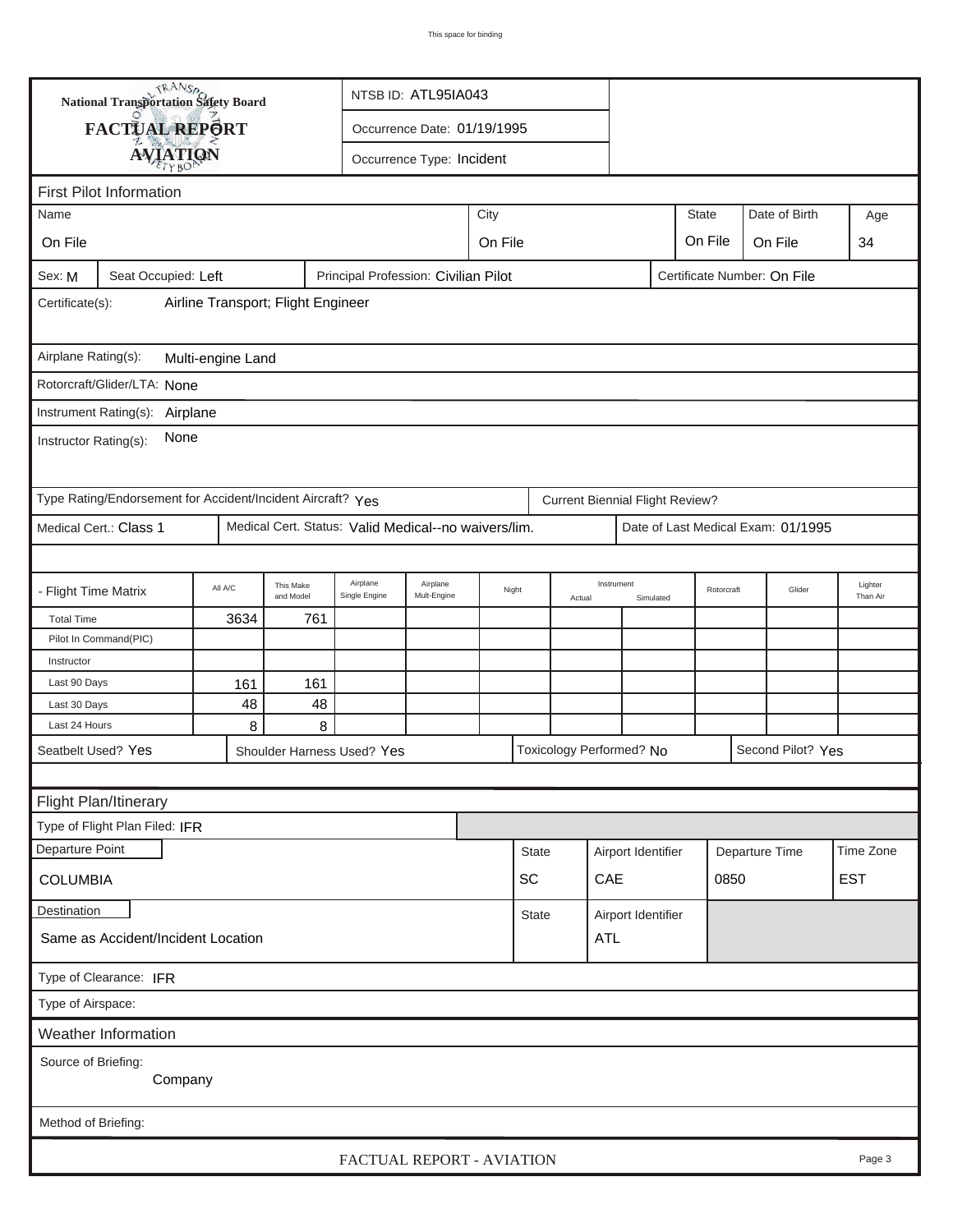National Transportation Safety Board

# FACTUAL REPORT
## AVIATION

NTSB ID: ATL95IA043

Occurrence Date: 01/19/1995

Occurrence Type: Incident

## First Pilot Information

| Name | City | State | Date of Birth | Age |
|---|---|---|---|---|
| On File | On File | On File | On File | 34 |

Sex: M | Seat Occupied: Left | Principal Profession: Civilian Pilot | Certificate Number: On File

Certificate(s): Airline Transport; Flight Engineer

Airplane Rating(s): Multi-engine Land

Rotorcraft/Glider/LTA: None

Instrument Rating(s): Airplane

Instructor Rating(s): None

Type Rating/Endorsement for Accident/Incident Aircraft? Yes | Current Biennial Flight Review?

Medical Cert.: Class 1 | Medical Cert. Status: Valid Medical--no waivers/lim. | Date of Last Medical Exam: 01/1995

| - Flight Time Matrix | All A/C | This Make and Model | Airplane Single Engine | Airplane Mult-Engine | Night | Instrument Actual | Instrument Simulated | Rotorcraft | Glider | Lighter Than Air |
|---|---|---|---|---|---|---|---|---|---|---|
| Total Time | 3634 | 761 | | | | | | | | |
| Pilot In Command(PIC) | | | | | | | | | | |
| Instructor | | | | | | | | | | |
| Last 90 Days | 161 | 161 | | | | | | | | |
| Last 30 Days | 48 | 48 | | | | | | | | |
| Last 24 Hours | 8 | 8 | | | | | | | | |

Seatbelt Used? Yes | Shoulder Harness Used? Yes | Toxicology Performed? No | Second Pilot? Yes

## Flight Plan/Itinerary

Type of Flight Plan Filed: IFR

| Departure Point | State | Airport Identifier | Departure Time | Time Zone |
|---|---|---|---|---|
| COLUMBIA | SC | CAE | 0850 | EST |

| Destination | State | Airport Identifier |
|---|---|---|
| Same as Accident/Incident Location | | ATL |

Type of Clearance: IFR

Type of Airspace:

## Weather Information

Source of Briefing: Company

Method of Briefing: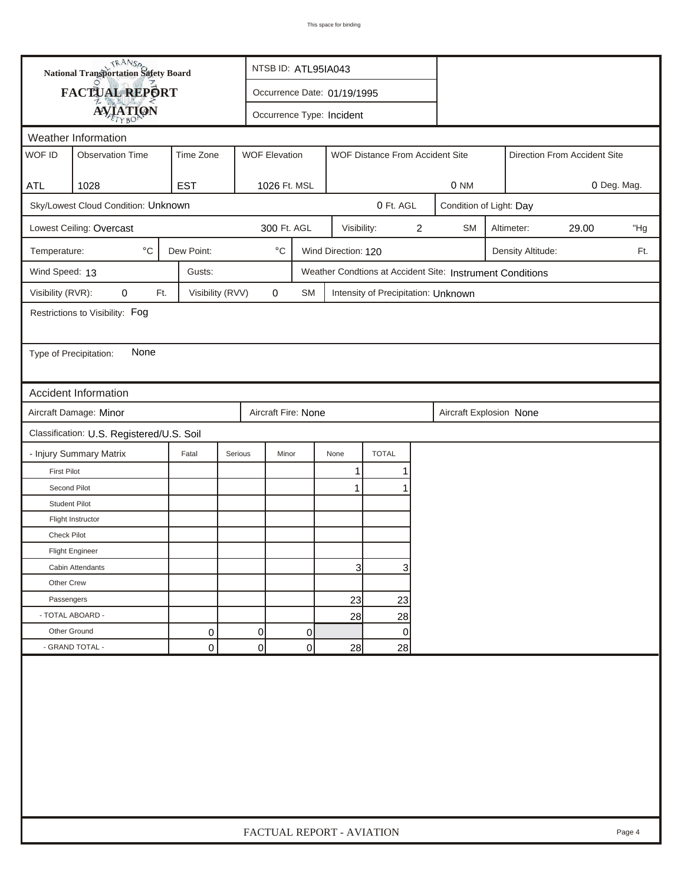This space for binding

**National Transportation Safety Board**

**FACTUAL REPORT**

**AVIATION**

NTSB ID: ATL95IA043

Occurrence Date: 01/19/1995

Occurrence Type: Incident

## Weather Information

| WOF ID | Observation Time | Time Zone | WOF Elevation | WOF Distance From Accident Site | Direction From Accident Site |
|---|---|---|---|---|---|
| ATL | 1028 | EST | 1026 Ft. MSL | 0 NM | 0 Deg. Mag. |

Sky/Lowest Cloud Condition: Unknown — 0 Ft. AGL — Condition of Light: Day

Lowest Ceiling: Overcast — 300 Ft. AGL — Visibility: 2 SM — Altimeter: 29.00 "Hg

Temperature: °C — Dew Point: °C — Wind Direction: 120 — Density Altitude: Ft.

Wind Speed: 13 — Gusts: — Weather Condtions at Accident Site: Instrument Conditions

Visibility (RVR): 0 Ft. — Visibility (RVV) 0 SM — Intensity of Precipitation: Unknown

Restrictions to Visibility: Fog

Type of Precipitation: None

## Accident Information

Aircraft Damage: Minor — Aircraft Fire: None — Aircraft Explosion None

Classification: U.S. Registered/U.S. Soil

| - Injury Summary Matrix | Fatal | Serious | Minor | None | TOTAL |
|---|---|---|---|---|---|
| First Pilot | | | | 1 | 1 |
| Second Pilot | | | | 1 | 1 |
| Student Pilot | | | | | |
| Flight Instructor | | | | | |
| Check Pilot | | | | | |
| Flight Engineer | | | | | |
| Cabin Attendants | | | | 3 | 3 |
| Other Crew | | | | | |
| Passengers | | | | 23 | 23 |
| - TOTAL ABOARD - | | | | 28 | 28 |
| Other Ground | 0 | 0 | 0 | | 0 |
| - GRAND TOTAL - | 0 | 0 | 0 | 28 | 28 |

FACTUAL REPORT - AVIATION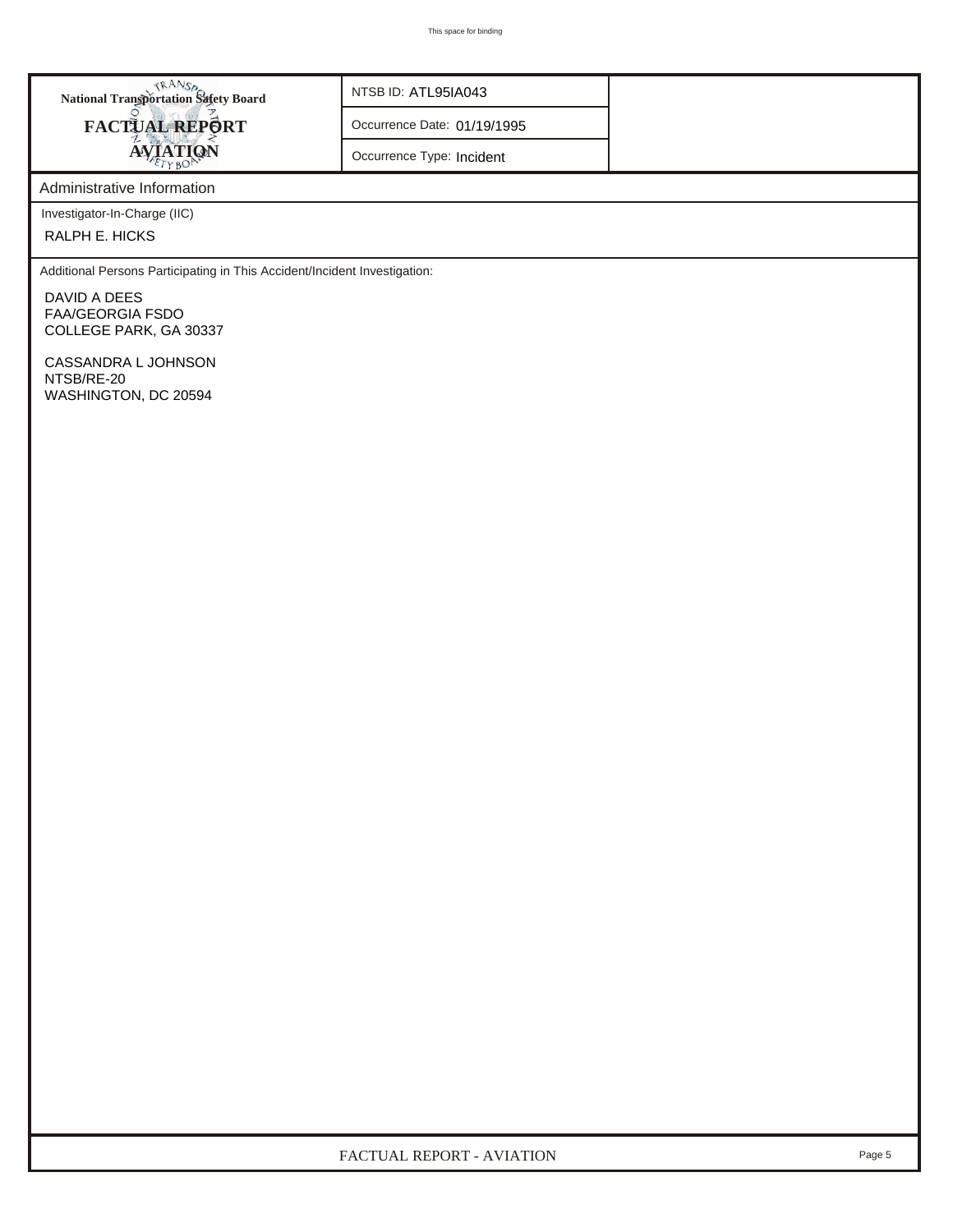**National Transportation Safety Board**

**FACTUAL REPORT**

**AVIATION**

| | |
|---|---|
| NTSB ID: ATL95IA043 | |
| Occurrence Date: 01/19/1995 | |
| Occurrence Type: Incident | |

## Administrative Information

Investigator-In-Charge (IIC)

RALPH E. HICKS

Additional Persons Participating in This Accident/Incident Investigation:

DAVID A DEES
FAA/GEORGIA FSDO
COLLEGE PARK, GA 30337

CASSANDRA L JOHNSON
NTSB/RE-20
WASHINGTON, DC 20594